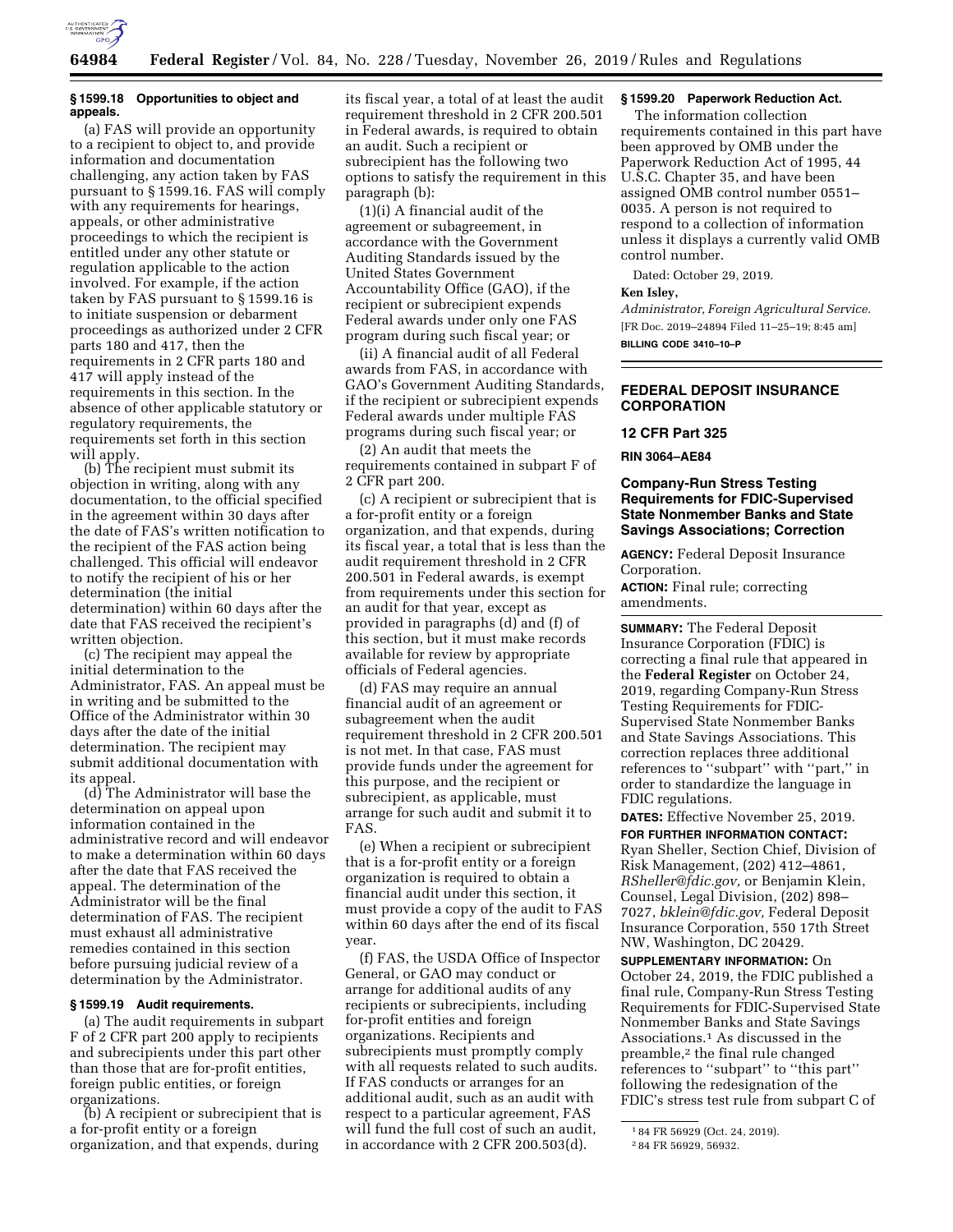### § 1599.18 Opportunities to object and appeals.

(a) FAS will provide an opportunity to a recipient to object to, and provide information and documentation challenging, any action taken by FAS pursuant to § 1599.16. FAS will comply with any requirements for hearings, appeals, or other administrative proceedings to which the recipient is entitled under any other statute or regulation applicable to the action involved. For example, if the action taken by FAS pursuant to § 1599.16 is to initiate suspension or debarment proceedings as authorized under 2 CFR parts 180 and 417, then the requirements in 2 CFR parts 180 and 417 will apply instead of the requirements in this section. In the absence of other applicable statutory or regulatory requirements, the requirements set forth in this section will apply.

(b) The recipient must submit its objection in writing, along with any documentation, to the official specified in the agreement within 30 days after the date of FAS's written notification to the recipient of the FAS action being challenged. This official will endeavor to notify the recipient of his or her determination (the initial determination) within 60 days after the date that FAS received the recipient's written objection.

(c) The recipient may appeal the initial determination to the Administrator, FAS. An appeal must be in writing and be submitted to the Office of the Administrator within 30 days after the date of the initial determination. The recipient may submit additional documentation with its appeal.

(d) The Administrator will base the determination on appeal upon information contained in the administrative record and will endeavor to make a determination within 60 days after the date that FAS received the appeal. The determination of the Administrator will be the final determination of FAS. The recipient must exhaust all administrative remedies contained in this section before pursuing judicial review of a determination by the Administrator.

### § 1599.19 Audit requirements.

(a) The audit requirements in subpart F of 2 CFR part 200 apply to recipients and subrecipients under this part other than those that are for-profit entities, foreign public entities, or foreign organizations.

(b) A recipient or subrecipient that is a for-profit entity or a foreign organization, and that expends, during its fiscal year, a total of at least the audit requirement threshold in 2 CFR 200.501 in Federal awards, is required to obtain an audit. Such a recipient or subrecipient has the following two options to satisfy the requirement in this paragraph (b):

(1)(i) A financial audit of the agreement or subagreement, in accordance with the Government Auditing Standards issued by the United States Government Accountability Office (GAO), if the recipient or subrecipient expends Federal awards under only one FAS program during such fiscal year; or

(ii) A financial audit of all Federal awards from FAS, in accordance with GAO's Government Auditing Standards, if the recipient or subrecipient expends Federal awards under multiple FAS programs during such fiscal year; or

(2) An audit that meets the requirements contained in subpart F of 2 CFR part 200.

(c) A recipient or subrecipient that is a for-profit entity or a foreign organization, and that expends, during its fiscal year, a total that is less than the audit requirement threshold in 2 CFR 200.501 in Federal awards, is exempt from requirements under this section for an audit for that year, except as provided in paragraphs (d) and (f) of this section, but it must make records available for review by appropriate officials of Federal agencies.

(d) FAS may require an annual financial audit of an agreement or subagreement when the audit requirement threshold in 2 CFR 200.501 is not met. In that case, FAS must provide funds under the agreement for this purpose, and the recipient or subrecipient, as applicable, must arrange for such audit and submit it to FAS.

(e) When a recipient or subrecipient that is a for-profit entity or a foreign organization is required to obtain a financial audit under this section, it must provide a copy of the audit to FAS within 60 days after the end of its fiscal year.

(f) FAS, the USDA Office of Inspector General, or GAO may conduct or arrange for additional audits of any recipients or subrecipients, including for-profit entities and foreign organizations. Recipients and subrecipients must promptly comply with all requests related to such audits. If FAS conducts or arranges for an additional audit, such as an audit with respect to a particular agreement, FAS will fund the full cost of such an audit, in accordance with 2 CFR 200.503(d).

### § 1599.20 Paperwork Reduction Act.

The information collection requirements contained in this part have been approved by OMB under the Paperwork Reduction Act of 1995, 44 U.S.C. Chapter 35, and have been assigned OMB control number 0551–0035. A person is not required to respond to a collection of information unless it displays a currently valid OMB control number.

Dated: October 29, 2019.

**Ken Isley,**

*Administrator, Foreign Agricultural Service.*

[FR Doc. 2019–24894 Filed 11–25–19; 8:45 am]

**BILLING CODE 3410–10–P**

---

## FEDERAL DEPOSIT INSURANCE CORPORATION

### 12 CFR Part 325

### RIN 3064–AE84

### Company-Run Stress Testing Requirements for FDIC-Supervised State Nonmember Banks and State Savings Associations; Correction

**AGENCY:** Federal Deposit Insurance Corporation.

**ACTION:** Final rule; correcting amendments.

**SUMMARY:** The Federal Deposit Insurance Corporation (FDIC) is correcting a final rule that appeared in the **Federal Register** on October 24, 2019, regarding Company-Run Stress Testing Requirements for FDIC-Supervised State Nonmember Banks and State Savings Associations. This correction replaces three additional references to "subpart" with "part," in order to standardize the language in FDIC regulations.

**DATES:** Effective November 25, 2019.

**FOR FURTHER INFORMATION CONTACT:** Ryan Sheller, Section Chief, Division of Risk Management, (202) 412–4861, *RSheller@fdic.gov,* or Benjamin Klein, Counsel, Legal Division, (202) 898–7027, *bklein@fdic.gov,* Federal Deposit Insurance Corporation, 550 17th Street NW, Washington, DC 20429.

**SUPPLEMENTARY INFORMATION:** On October 24, 2019, the FDIC published a final rule, Company-Run Stress Testing Requirements for FDIC-Supervised State Nonmember Banks and State Savings Associations.[1] As discussed in the preamble,[2] the final rule changed references to "subpart" to "this part" following the redesignation of the FDIC's stress test rule from subpart C of

[1] 84 FR 56929 (Oct. 24, 2019).

[2] 84 FR 56929, 56932.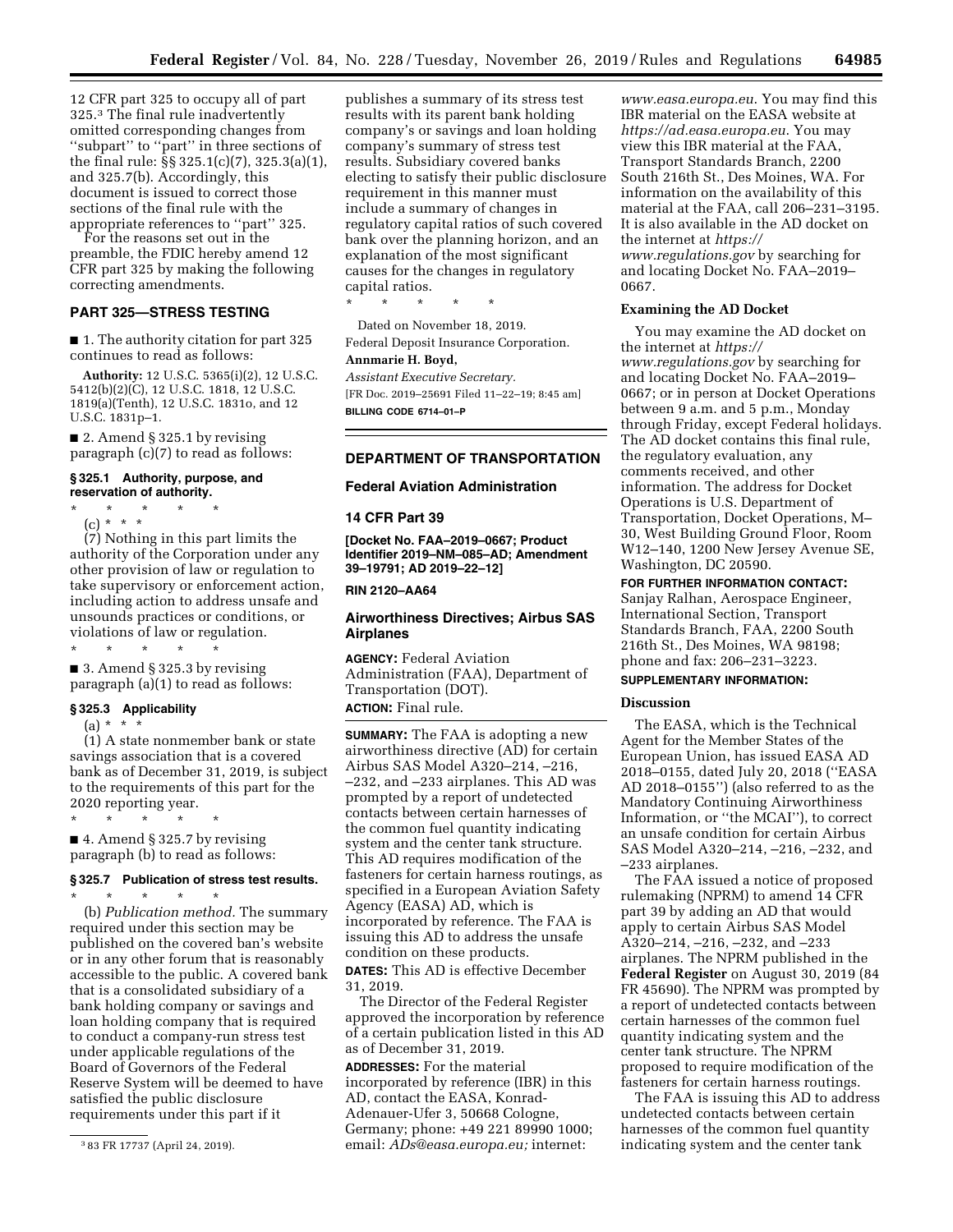12 CFR part 325 to occupy all of part 325.[3] The final rule inadvertently omitted corresponding changes from ''subpart'' to ''part'' in three sections of the final rule: §§ 325.1(c)(7), 325.3(a)(1), and 325.7(b). Accordingly, this document is issued to correct those sections of the final rule with the appropriate references to ''part'' 325.

For the reasons set out in the preamble, the FDIC hereby amend 12 CFR part 325 by making the following correcting amendments.

## PART 325—STRESS TESTING

■ 1. The authority citation for part 325 continues to read as follows:

**Authority:** 12 U.S.C. 5365(i)(2), 12 U.S.C. 5412(b)(2)(C), 12 U.S.C. 1818, 12 U.S.C. 1819(a)(Tenth), 12 U.S.C. 1831o, and 12 U.S.C. 1831p–1.

■ 2. Amend § 325.1 by revising paragraph (c)(7) to read as follows:

### § 325.1 Authority, purpose, and reservation of authority.

\* \* \* \* \*

(c) \* \* \*

(7) Nothing in this part limits the authority of the Corporation under any other provision of law or regulation to take supervisory or enforcement action, including action to address unsafe and unsounds practices or conditions, or violations of law or regulation.

\* \* \* \* \*

■ 3. Amend § 325.3 by revising paragraph (a)(1) to read as follows:

### § 325.3 Applicability

(a) \* \* \*

(1) A state nonmember bank or state savings association that is a covered bank as of December 31, 2019, is subject to the requirements of this part for the 2020 reporting year.

\* \* \* \* \*

■ 4. Amend § 325.7 by revising paragraph (b) to read as follows:

### § 325.7 Publication of stress test results.

\* \* \* \* \*

(b) *Publication method.* The summary required under this section may be published on the covered ban's website or in any other forum that is reasonably accessible to the public. A covered bank that is a consolidated subsidiary of a bank holding company or savings and loan holding company that is required to conduct a company-run stress test under applicable regulations of the Board of Governors of the Federal Reserve System will be deemed to have satisfied the public disclosure requirements under this part if it publishes a summary of its stress test results with its parent bank holding company's or savings and loan holding company's summary of stress test results. Subsidiary covered banks electing to satisfy their public disclosure requirement in this manner must include a summary of changes in regulatory capital ratios of such covered bank over the planning horizon, and an explanation of the most significant causes for the changes in regulatory capital ratios.

\* \* \* \* \*

Dated on November 18, 2019.

Federal Deposit Insurance Corporation.

**Annmarie H. Boyd,**

*Assistant Executive Secretary.*

[FR Doc. 2019–25691 Filed 11–22–19; 8:45 am]

**BILLING CODE 6714–01–P**

[3] 83 FR 17737 (April 24, 2019).

---

## DEPARTMENT OF TRANSPORTATION

### Federal Aviation Administration

### 14 CFR Part 39

**[Docket No. FAA–2019–0667; Product Identifier 2019–NM–085–AD; Amendment 39–19791; AD 2019–22–12]**

**RIN 2120–AA64**

## Airworthiness Directives; Airbus SAS Airplanes

**AGENCY:** Federal Aviation Administration (FAA), Department of Transportation (DOT).

**ACTION:** Final rule.

**SUMMARY:** The FAA is adopting a new airworthiness directive (AD) for certain Airbus SAS Model A320–214, –216, –232, and –233 airplanes. This AD was prompted by a report of undetected contacts between certain harnesses of the common fuel quantity indicating system and the center tank structure. This AD requires modification of the fasteners for certain harness routings, as specified in a European Aviation Safety Agency (EASA) AD, which is incorporated by reference. The FAA is issuing this AD to address the unsafe condition on these products.

**DATES:** This AD is effective December 31, 2019.

The Director of the Federal Register approved the incorporation by reference of a certain publication listed in this AD as of December 31, 2019.

**ADDRESSES:** For the material incorporated by reference (IBR) in this AD, contact the EASA, Konrad-Adenauer-Ufer 3, 50668 Cologne, Germany; phone: +49 221 89990 1000; email: *ADs@easa.europa.eu;* internet: *www.easa.europa.eu*. You may find this IBR material on the EASA website at *https://ad.easa.europa.eu*. You may view this IBR material at the FAA, Transport Standards Branch, 2200 South 216th St., Des Moines, WA. For information on the availability of this material at the FAA, call 206–231–3195. It is also available in the AD docket on the internet at *https://www.regulations.gov* by searching for and locating Docket No. FAA–2019–0667.

### Examining the AD Docket

You may examine the AD docket on the internet at *https://www.regulations.gov* by searching for and locating Docket No. FAA–2019–0667; or in person at Docket Operations between 9 a.m. and 5 p.m., Monday through Friday, except Federal holidays. The AD docket contains this final rule, the regulatory evaluation, any comments received, and other information. The address for Docket Operations is U.S. Department of Transportation, Docket Operations, M–30, West Building Ground Floor, Room W12–140, 1200 New Jersey Avenue SE, Washington, DC 20590.

**FOR FURTHER INFORMATION CONTACT:** Sanjay Ralhan, Aerospace Engineer, International Section, Transport Standards Branch, FAA, 2200 South 216th St., Des Moines, WA 98198; phone and fax: 206–231–3223.

**SUPPLEMENTARY INFORMATION:**

### Discussion

The EASA, which is the Technical Agent for the Member States of the European Union, has issued EASA AD 2018–0155, dated July 20, 2018 (''EASA AD 2018–0155'') (also referred to as the Mandatory Continuing Airworthiness Information, or ''the MCAI''), to correct an unsafe condition for certain Airbus SAS Model A320–214, –216, –232, and –233 airplanes.

The FAA issued a notice of proposed rulemaking (NPRM) to amend 14 CFR part 39 by adding an AD that would apply to certain Airbus SAS Model A320–214, –216, –232, and –233 airplanes. The NPRM published in the **Federal Register** on August 30, 2019 (84 FR 45690). The NPRM was prompted by a report of undetected contacts between certain harnesses of the common fuel quantity indicating system and the center tank structure. The NPRM proposed to require modification of the fasteners for certain harness routings.

The FAA is issuing this AD to address undetected contacts between certain harnesses of the common fuel quantity indicating system and the center tank